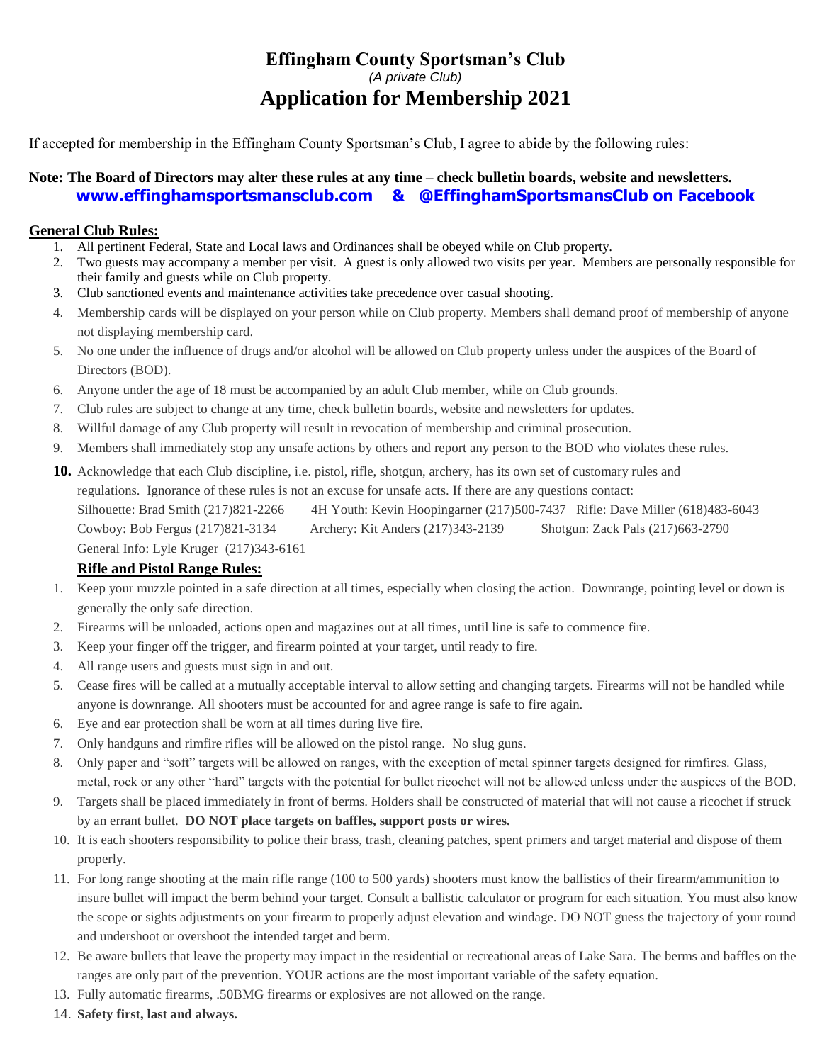# Effingham County Sportsman's Club

*(A private Club)*

# Application for Membership 2021

If accepted for membership in the Effingham County Sportsman's Club, I agree to abide by the following rules:

**Note: The Board of Directors may alter these rules at any time – check bulletin boards, website and newsletters.**
**www.effinghamsportsmansclub.com & @EffinghamSportsmansClub on Facebook**

## General Club Rules:

1. All pertinent Federal, State and Local laws and Ordinances shall be obeyed while on Club property.
2. Two guests may accompany a member per visit. A guest is only allowed two visits per year. Members are personally responsible for their family and guests while on Club property.
3. Club sanctioned events and maintenance activities take precedence over casual shooting.
4. Membership cards will be displayed on your person while on Club property. Members shall demand proof of membership of anyone not displaying membership card.
5. No one under the influence of drugs and/or alcohol will be allowed on Club property unless under the auspices of the Board of Directors (BOD).
6. Anyone under the age of 18 must be accompanied by an adult Club member, while on Club grounds.
7. Club rules are subject to change at any time, check bulletin boards, website and newsletters for updates.
8. Willful damage of any Club property will result in revocation of membership and criminal prosecution.
9. Members shall immediately stop any unsafe actions by others and report any person to the BOD who violates these rules.
10. Acknowledge that each Club discipline, i.e. pistol, rifle, shotgun, archery, has its own set of customary rules and regulations. Ignorance of these rules is not an excuse for unsafe acts. If there are any questions contact:
    Silhouette: Brad Smith (217)821-2266 4H Youth: Kevin Hoopingarner (217)500-7437 Rifle: Dave Miller (618)483-6043
    Cowboy: Bob Fergus (217)821-3134 Archery: Kit Anders (217)343-2139 Shotgun: Zack Pals (217)663-2790
    General Info: Lyle Kruger (217)343-6161

## Rifle and Pistol Range Rules:

1. Keep your muzzle pointed in a safe direction at all times, especially when closing the action. Downrange, pointing level or down is generally the only safe direction.
2. Firearms will be unloaded, actions open and magazines out at all times, until line is safe to commence fire.
3. Keep your finger off the trigger, and firearm pointed at your target, until ready to fire.
4. All range users and guests must sign in and out.
5. Cease fires will be called at a mutually acceptable interval to allow setting and changing targets. Firearms will not be handled while anyone is downrange. All shooters must be accounted for and agree range is safe to fire again.
6. Eye and ear protection shall be worn at all times during live fire.
7. Only handguns and rimfire rifles will be allowed on the pistol range. No slug guns.
8. Only paper and "soft" targets will be allowed on ranges, with the exception of metal spinner targets designed for rimfires. Glass, metal, rock or any other "hard" targets with the potential for bullet ricochet will not be allowed unless under the auspices of the BOD.
9. Targets shall be placed immediately in front of berms. Holders shall be constructed of material that will not cause a ricochet if struck by an errant bullet. **DO NOT place targets on baffles, support posts or wires.**
10. It is each shooters responsibility to police their brass, trash, cleaning patches, spent primers and target material and dispose of them properly.
11. For long range shooting at the main rifle range (100 to 500 yards) shooters must know the ballistics of their firearm/ammunition to insure bullet will impact the berm behind your target. Consult a ballistic calculator or program for each situation. You must also know the scope or sights adjustments on your firearm to properly adjust elevation and windage. DO NOT guess the trajectory of your round and undershoot or overshoot the intended target and berm.
12. Be aware bullets that leave the property may impact in the residential or recreational areas of Lake Sara. The berms and baffles on the ranges are only part of the prevention. YOUR actions are the most important variable of the safety equation.
13. Fully automatic firearms, .50BMG firearms or explosives are not allowed on the range.
14. **Safety first, last and always.**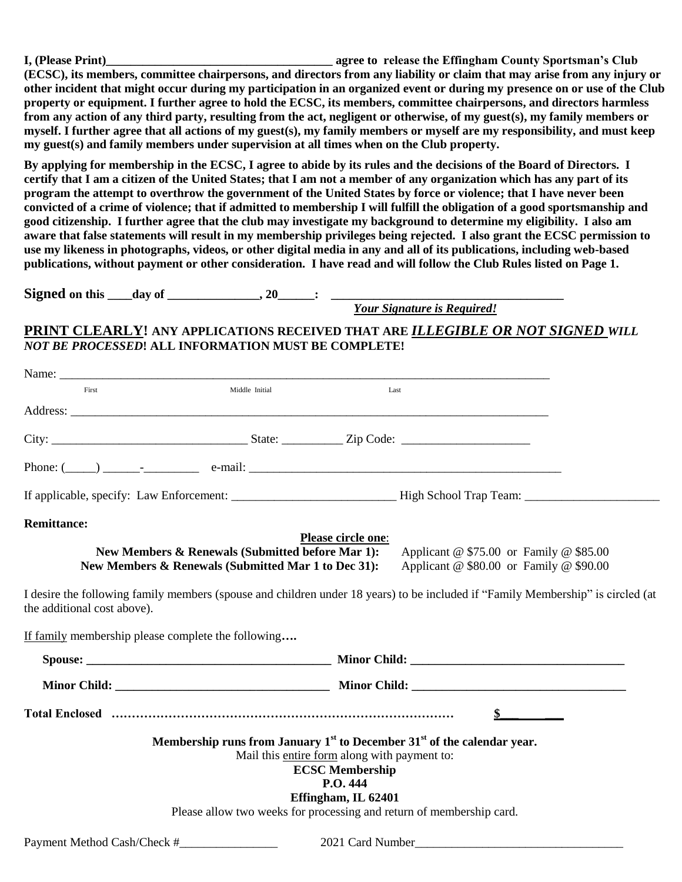**I, (Please Print)___________________________________ agree to release the Effingham County Sportsman's Club (ECSC), its members, committee chairpersons, and directors from any liability or claim that may arise from any injury or other incident that might occur during my participation in an organized event or during my presence on or use of the Club property or equipment. I further agree to hold the ECSC, its members, committee chairpersons, and directors harmless from any action of any third party, resulting from the act, negligent or otherwise, of my guest(s), my family members or myself. I further agree that all actions of my guest(s), my family members or myself are my responsibility, and must keep my guest(s) and family members under supervision at all times when on the Club property.**

**By applying for membership in the ECSC, I agree to abide by its rules and the decisions of the Board of Directors. I certify that I am a citizen of the United States; that I am not a member of any organization which has any part of its program the attempt to overthrow the government of the United States by force or violence; that I have never been convicted of a crime of violence; that if admitted to membership I will fulfill the obligation of a good sportsmanship and good citizenship. I further agree that the club may investigate my background to determine my eligibility. I also am aware that false statements will result in my membership privileges being rejected. I also grant the ECSC permission to use my likeness in photographs, videos, or other digital media in any and all of its publications, including web-based publications, without payment or other consideration. I have read and will follow the Club Rules listed on Page 1.**

**Signed on this ____day of ______________, 20______: ___________________________________**

***Your Signature is Required!***

**PRINT CLEARLY! ANY APPLICATIONS RECEIVED THAT ARE *ILLEGIBLE OR NOT SIGNED* *WILL NOT BE PROCESSED*! ALL INFORMATION MUST BE COMPLETE!**

Name: ___________________________________________________________________________
First Middle Initial Last

Address: _________________________________________________________________________

City: ________________________________ State: __________ Zip Code: _____________________

Phone: (_____) ______-_________ e-mail: _____________________________________________________

If applicable, specify: Law Enforcement: __________________________ High School Trap Team: ______________________

**Remittance:**

**Please circle one**:

**New Members & Renewals (Submitted before Mar 1):** Applicant @ $75.00 or Family @ $85.00

**New Members & Renewals (Submitted Mar 1 to Dec 31):** Applicant @ $80.00 or Family @ $90.00

I desire the following family members (spouse and children under 18 years) to be included if "Family Membership" is circled (at the additional cost above).

If family membership please complete the following**….**

**Spouse: _______________________________________ Minor Child: __________________________________**

**Minor Child: __________________________________ Minor Child: __________________________________**

**Total Enclosed …………………………………………………………………………… $__________**

**Membership runs from January 1st to December 31st of the calendar year.**

Mail this entire form along with payment to:

**ECSC Membership**
**P.O. 444**
**Effingham, IL 62401**

Please allow two weeks for processing and return of membership card.

Payment Method Cash/Check #________________ 2021 Card Number__________________________________